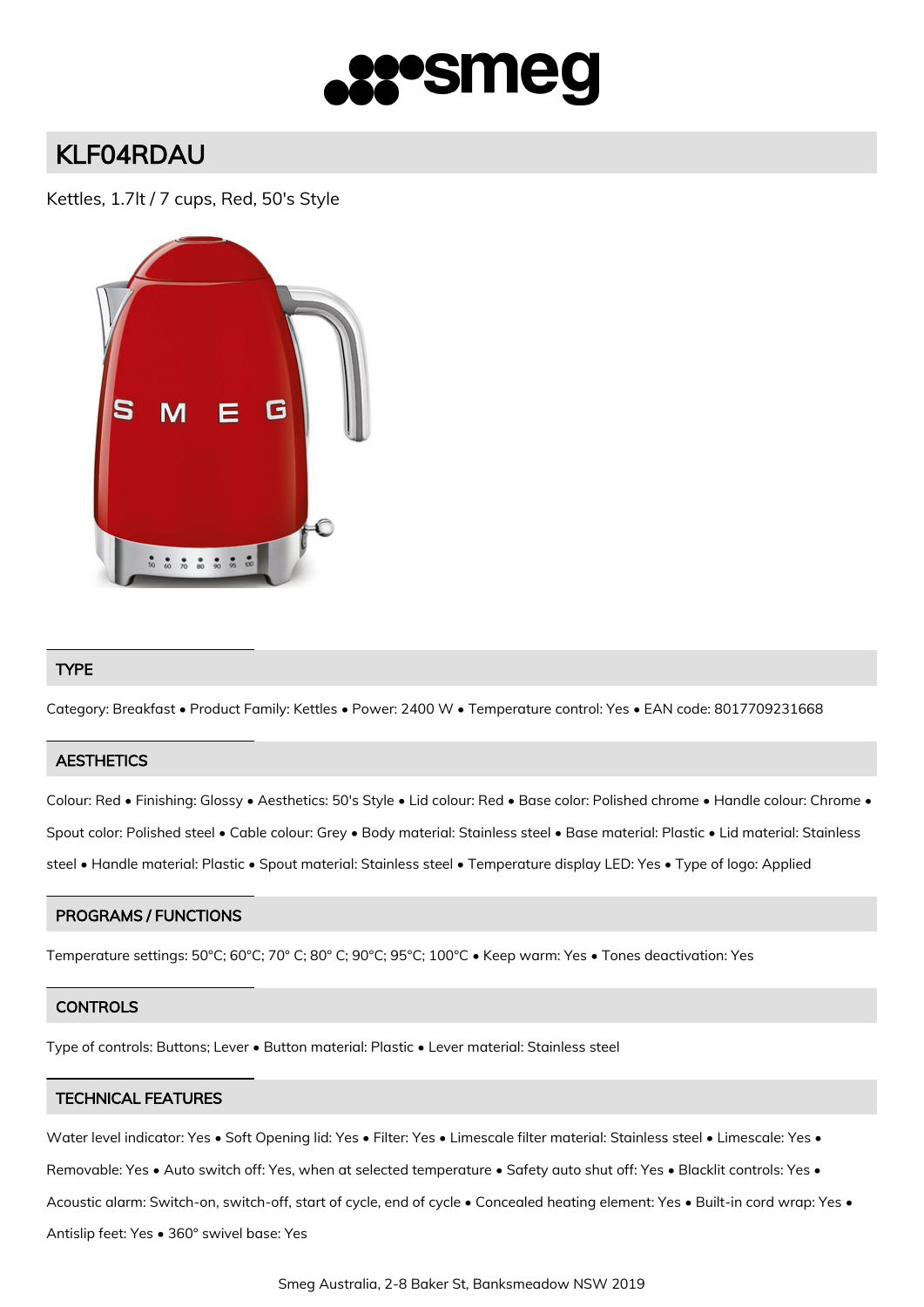# KLF04RDAU

Kettles, 1.7lt / 7 cups, Red, 50's Style

## TYPE

Category: Breakfast • Product Family: Kettles • Power: 2400 W • Temperature control: Yes • EAN code: 8017709231668

## AESTHETICS

Colour: Red • Finishing: Glossy • Aesthetics: 50's Style • Lid colour: Red • Base color: Polished chrome • Handle colour: Chrome • Spout color: Polished steel • Cable colour: Grey • Body material: Stainless steel • Base material: Plastic • Lid material: Stainless steel • Handle material: Plastic • Spout material: Stainless steel • Temperature display LED: Yes • Type of logo: Applied

## PROGRAMS / FUNCTIONS

Temperature settings: 50°C; 60°C; 70° C; 80° C; 90°C; 95°C; 100°C • Keep warm: Yes • Tones deactivation: Yes

## CONTROLS

Type of controls: Buttons; Lever • Button material: Plastic • Lever material: Stainless steel

## TECHNICAL FEATURES

Water level indicator: Yes • Soft Opening lid: Yes • Filter: Yes • Limescale filter material: Stainless steel • Limescale: Yes • Removable: Yes • Auto switch off: Yes, when at selected temperature • Safety auto shut off: Yes • Blacklit controls: Yes • Acoustic alarm: Switch-on, switch-off, start of cycle, end of cycle • Concealed heating element: Yes • Built-in cord wrap: Yes • Antislip feet: Yes • 360° swivel base: Yes

Smeg Australia, 2-8 Baker St, Banksmeadow NSW 2019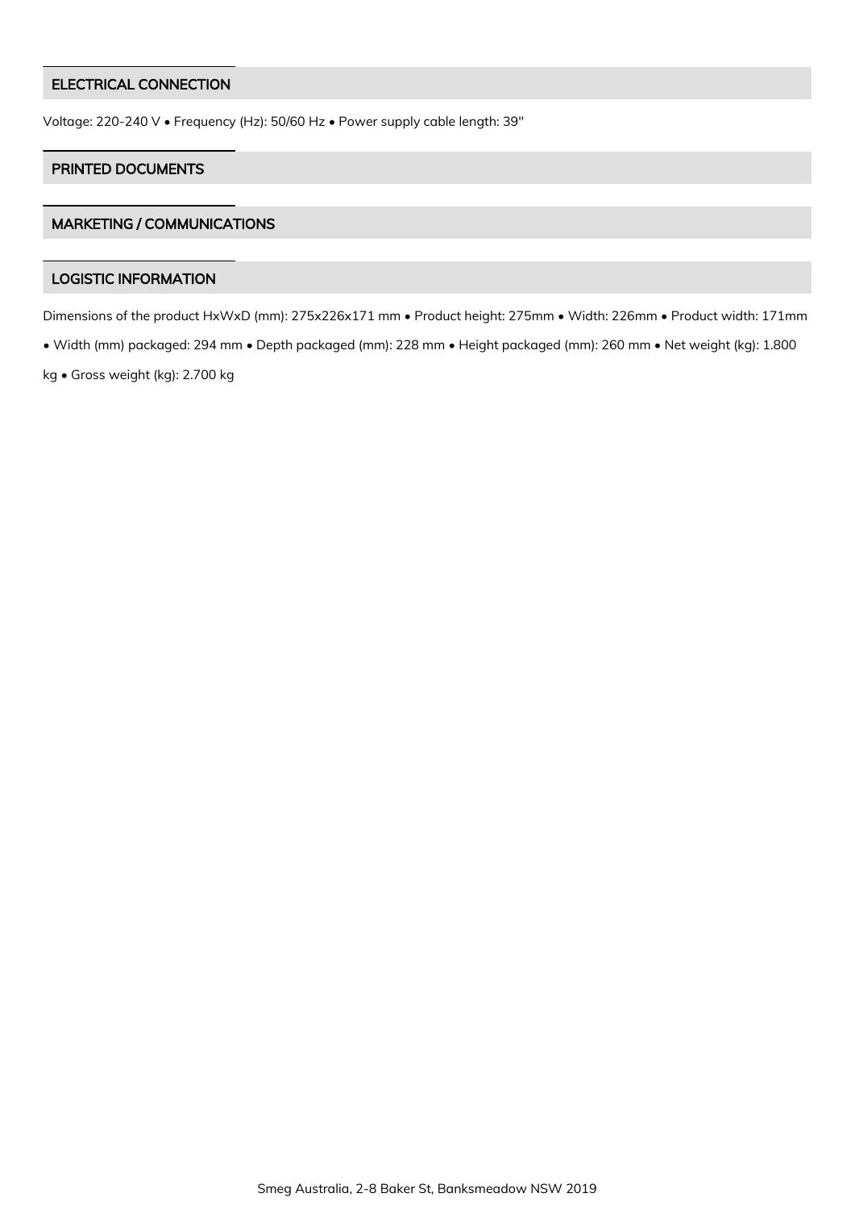## ELECTRICAL CONNECTION

Voltage: 220-240 V • Frequency (Hz): 50/60 Hz • Power supply cable length: 39"

## PRINTED DOCUMENTS

## MARKETING / COMMUNICATIONS

## LOGISTIC INFORMATION

Dimensions of the product HxWxD (mm): 275x226x171 mm • Product height: 275mm • Width: 226mm • Product width: 171mm • Width (mm) packaged: 294 mm • Depth packaged (mm): 228 mm • Height packaged (mm): 260 mm • Net weight (kg): 1.800 kg • Gross weight (kg): 2.700 kg